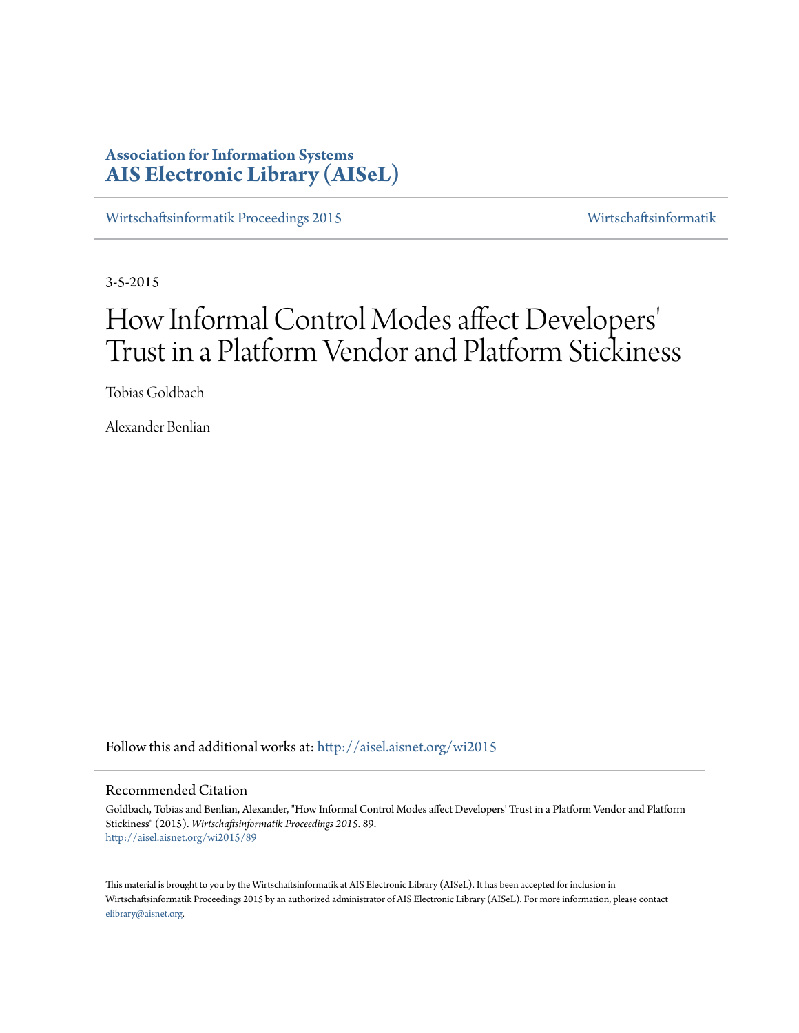**Association for Information Systems**
**AIS Electronic Library (AISeL)**

Wirtschaftsinformatik Proceedings 2015 | Wirtschaftsinformatik

3-5-2015

# How Informal Control Modes affect Developers' Trust in a Platform Vendor and Platform Stickiness

Tobias Goldbach

Alexander Benlian

Follow this and additional works at: http://aisel.aisnet.org/wi2015

## Recommended Citation

Goldbach, Tobias and Benlian, Alexander, "How Informal Control Modes affect Developers' Trust in a Platform Vendor and Platform Stickiness" (2015). *Wirtschaftsinformatik Proceedings 2015*. 89.
http://aisel.aisnet.org/wi2015/89

This material is brought to you by the Wirtschaftsinformatik at AIS Electronic Library (AISeL). It has been accepted for inclusion in Wirtschaftsinformatik Proceedings 2015 by an authorized administrator of AIS Electronic Library (AISeL). For more information, please contact elibrary@aisnet.org.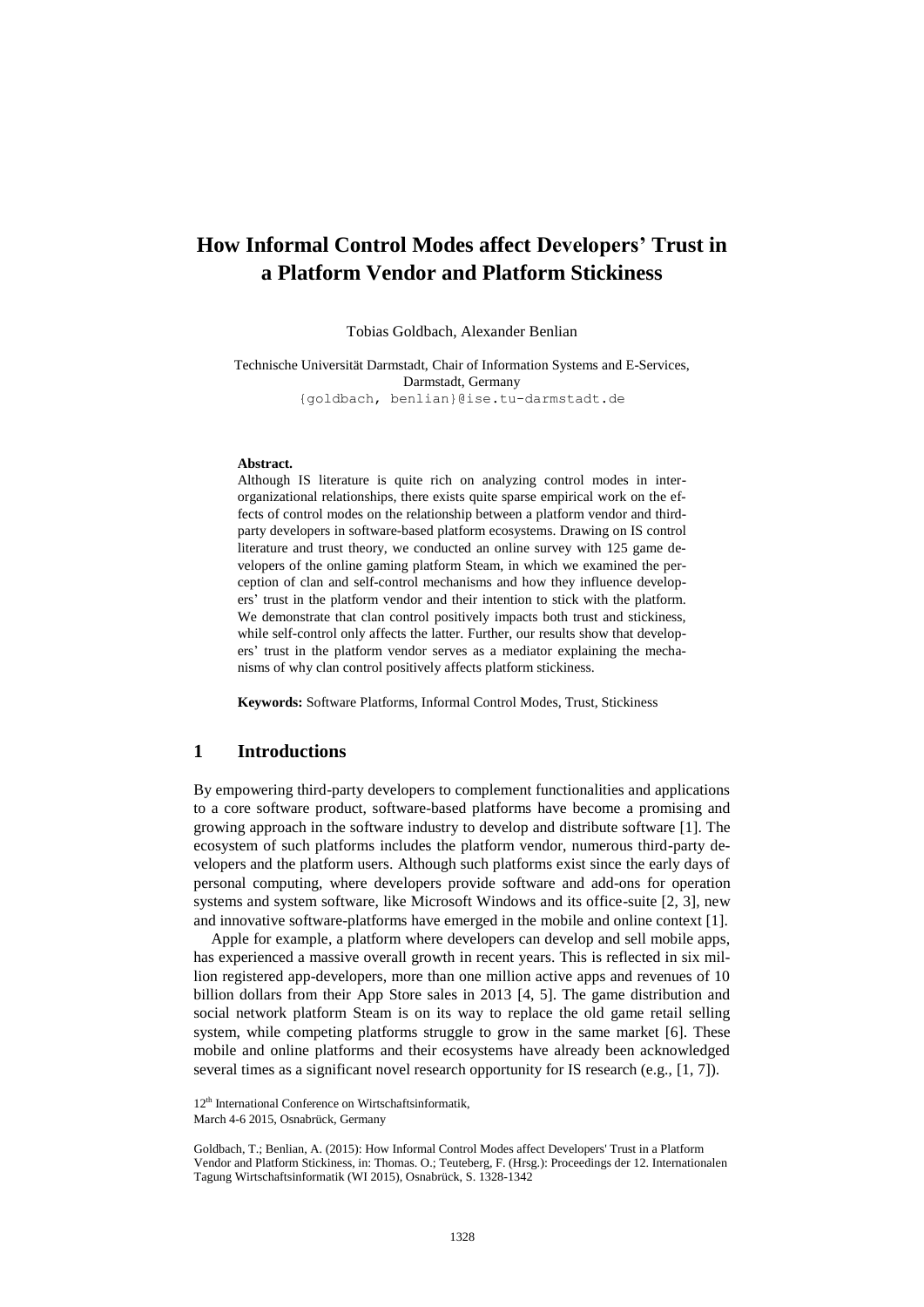# How Informal Control Modes affect Developers' Trust in a Platform Vendor and Platform Stickiness

Tobias Goldbach, Alexander Benlian

Technische Universität Darmstadt, Chair of Information Systems and E-Services, Darmstadt, Germany
{goldbach, benlian}@ise.tu-darmstadt.de

**Abstract.**
Although IS literature is quite rich on analyzing control modes in inter-organizational relationships, there exists quite sparse empirical work on the effects of control modes on the relationship between a platform vendor and third-party developers in software-based platform ecosystems. Drawing on IS control literature and trust theory, we conducted an online survey with 125 game developers of the online gaming platform Steam, in which we examined the perception of clan and self-control mechanisms and how they influence developers' trust in the platform vendor and their intention to stick with the platform. We demonstrate that clan control positively impacts both trust and stickiness, while self-control only affects the latter. Further, our results show that developers' trust in the platform vendor serves as a mediator explaining the mechanisms of why clan control positively affects platform stickiness.

**Keywords:** Software Platforms, Informal Control Modes, Trust, Stickiness

## 1 Introductions

By empowering third-party developers to complement functionalities and applications to a core software product, software-based platforms have become a promising and growing approach in the software industry to develop and distribute software [1]. The ecosystem of such platforms includes the platform vendor, numerous third-party developers and the platform users. Although such platforms exist since the early days of personal computing, where developers provide software and add-ons for operation systems and system software, like Microsoft Windows and its office-suite [2, 3], new and innovative software-platforms have emerged in the mobile and online context [1].

Apple for example, a platform where developers can develop and sell mobile apps, has experienced a massive overall growth in recent years. This is reflected in six million registered app-developers, more than one million active apps and revenues of 10 billion dollars from their App Store sales in 2013 [4, 5]. The game distribution and social network platform Steam is on its way to replace the old game retail selling system, while competing platforms struggle to grow in the same market [6]. These mobile and online platforms and their ecosystems have already been acknowledged several times as a significant novel research opportunity for IS research (e.g., [1, 7]).

12[th] International Conference on Wirtschaftsinformatik,
March 4-6 2015, Osnabrück, Germany

Goldbach, T.; Benlian, A. (2015): How Informal Control Modes affect Developers' Trust in a Platform Vendor and Platform Stickiness, in: Thomas. O.; Teuteberg, F. (Hrsg.): Proceedings der 12. Internationalen Tagung Wirtschaftsinformatik (WI 2015), Osnabrück, S. 1328-1342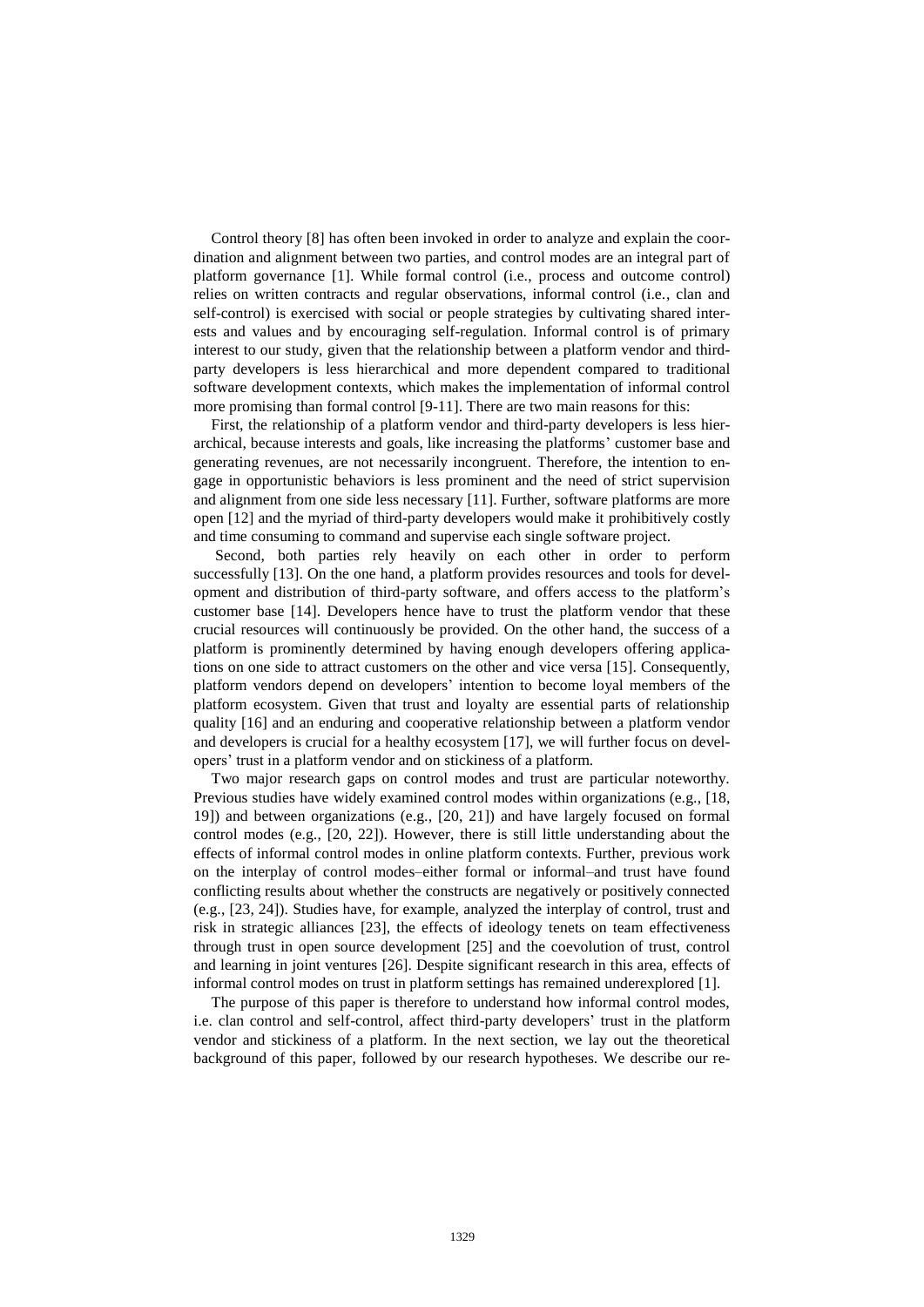Control theory [8] has often been invoked in order to analyze and explain the coordination and alignment between two parties, and control modes are an integral part of platform governance [1]. While formal control (i.e., process and outcome control) relies on written contracts and regular observations, informal control (i.e., clan and self-control) is exercised with social or people strategies by cultivating shared interests and values and by encouraging self-regulation. Informal control is of primary interest to our study, given that the relationship between a platform vendor and third-party developers is less hierarchical and more dependent compared to traditional software development contexts, which makes the implementation of informal control more promising than formal control [9-11]. There are two main reasons for this:

First, the relationship of a platform vendor and third-party developers is less hierarchical, because interests and goals, like increasing the platforms' customer base and generating revenues, are not necessarily incongruent. Therefore, the intention to engage in opportunistic behaviors is less prominent and the need of strict supervision and alignment from one side less necessary [11]. Further, software platforms are more open [12] and the myriad of third-party developers would make it prohibitively costly and time consuming to command and supervise each single software project.

Second, both parties rely heavily on each other in order to perform successfully [13]. On the one hand, a platform provides resources and tools for development and distribution of third-party software, and offers access to the platform's customer base [14]. Developers hence have to trust the platform vendor that these crucial resources will continuously be provided. On the other hand, the success of a platform is prominently determined by having enough developers offering applications on one side to attract customers on the other and vice versa [15]. Consequently, platform vendors depend on developers' intention to become loyal members of the platform ecosystem. Given that trust and loyalty are essential parts of relationship quality [16] and an enduring and cooperative relationship between a platform vendor and developers is crucial for a healthy ecosystem [17], we will further focus on developers' trust in a platform vendor and on stickiness of a platform.

Two major research gaps on control modes and trust are particular noteworthy. Previous studies have widely examined control modes within organizations (e.g., [18, 19]) and between organizations (e.g., [20, 21]) and have largely focused on formal control modes (e.g., [20, 22]). However, there is still little understanding about the effects of informal control modes in online platform contexts. Further, previous work on the interplay of control modes–either formal or informal–and trust have found conflicting results about whether the constructs are negatively or positively connected (e.g., [23, 24]). Studies have, for example, analyzed the interplay of control, trust and risk in strategic alliances [23], the effects of ideology tenets on team effectiveness through trust in open source development [25] and the coevolution of trust, control and learning in joint ventures [26]. Despite significant research in this area, effects of informal control modes on trust in platform settings has remained underexplored [1].

The purpose of this paper is therefore to understand how informal control modes, i.e. clan control and self-control, affect third-party developers' trust in the platform vendor and stickiness of a platform. In the next section, we lay out the theoretical background of this paper, followed by our research hypotheses. We describe our re-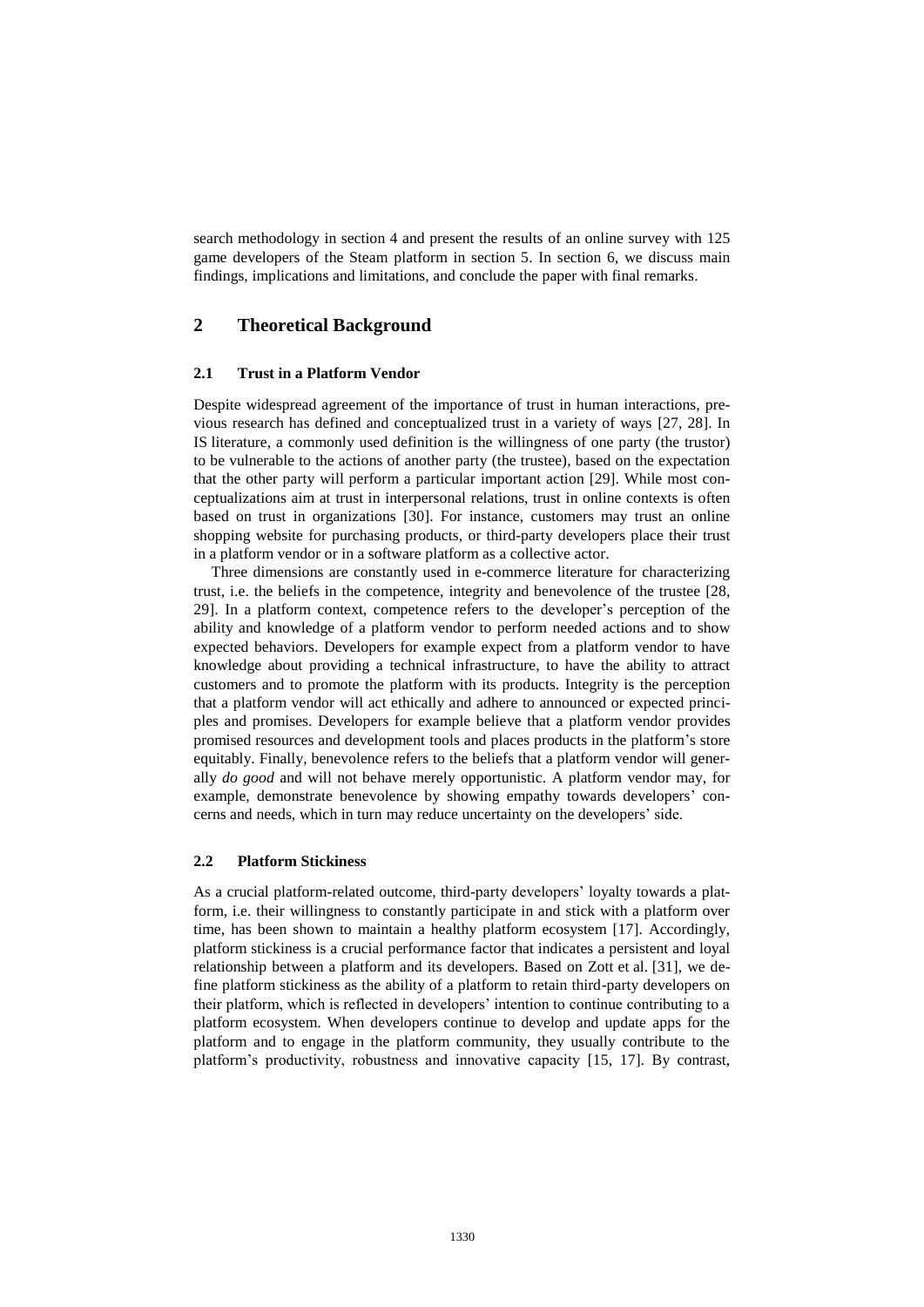search methodology in section 4 and present the results of an online survey with 125 game developers of the Steam platform in section 5. In section 6, we discuss main findings, implications and limitations, and conclude the paper with final remarks.

## 2 Theoretical Background

### 2.1 Trust in a Platform Vendor

Despite widespread agreement of the importance of trust in human interactions, previous research has defined and conceptualized trust in a variety of ways [27, 28]. In IS literature, a commonly used definition is the willingness of one party (the trustor) to be vulnerable to the actions of another party (the trustee), based on the expectation that the other party will perform a particular important action [29]. While most conceptualizations aim at trust in interpersonal relations, trust in online contexts is often based on trust in organizations [30]. For instance, customers may trust an online shopping website for purchasing products, or third-party developers place their trust in a platform vendor or in a software platform as a collective actor.

Three dimensions are constantly used in e-commerce literature for characterizing trust, i.e. the beliefs in the competence, integrity and benevolence of the trustee [28, 29]. In a platform context, competence refers to the developer's perception of the ability and knowledge of a platform vendor to perform needed actions and to show expected behaviors. Developers for example expect from a platform vendor to have knowledge about providing a technical infrastructure, to have the ability to attract customers and to promote the platform with its products. Integrity is the perception that a platform vendor will act ethically and adhere to announced or expected principles and promises. Developers for example believe that a platform vendor provides promised resources and development tools and places products in the platform's store equitably. Finally, benevolence refers to the beliefs that a platform vendor will generally *do good* and will not behave merely opportunistic. A platform vendor may, for example, demonstrate benevolence by showing empathy towards developers' concerns and needs, which in turn may reduce uncertainty on the developers' side.

### 2.2 Platform Stickiness

As a crucial platform-related outcome, third-party developers' loyalty towards a platform, i.e. their willingness to constantly participate in and stick with a platform over time, has been shown to maintain a healthy platform ecosystem [17]. Accordingly, platform stickiness is a crucial performance factor that indicates a persistent and loyal relationship between a platform and its developers. Based on Zott et al. [31], we define platform stickiness as the ability of a platform to retain third-party developers on their platform, which is reflected in developers' intention to continue contributing to a platform ecosystem. When developers continue to develop and update apps for the platform and to engage in the platform community, they usually contribute to the platform's productivity, robustness and innovative capacity [15, 17]. By contrast,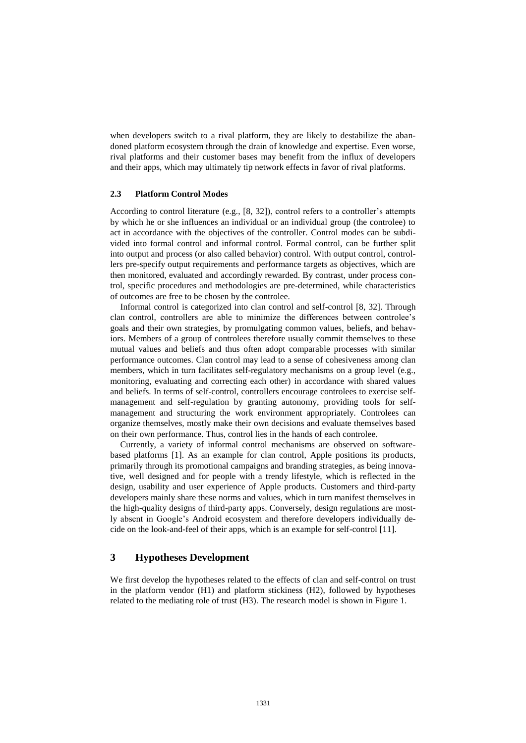when developers switch to a rival platform, they are likely to destabilize the abandoned platform ecosystem through the drain of knowledge and expertise. Even worse, rival platforms and their customer bases may benefit from the influx of developers and their apps, which may ultimately tip network effects in favor of rival platforms.

### 2.3 Platform Control Modes

According to control literature (e.g., [8, 32]), control refers to a controller's attempts by which he or she influences an individual or an individual group (the controlee) to act in accordance with the objectives of the controller. Control modes can be subdivided into formal control and informal control. Formal control, can be further split into output and process (or also called behavior) control. With output control, controllers pre-specify output requirements and performance targets as objectives, which are then monitored, evaluated and accordingly rewarded. By contrast, under process control, specific procedures and methodologies are pre-determined, while characteristics of outcomes are free to be chosen by the controlee.

Informal control is categorized into clan control and self-control [8, 32]. Through clan control, controllers are able to minimize the differences between controlee's goals and their own strategies, by promulgating common values, beliefs, and behaviors. Members of a group of controlees therefore usually commit themselves to these mutual values and beliefs and thus often adopt comparable processes with similar performance outcomes. Clan control may lead to a sense of cohesiveness among clan members, which in turn facilitates self-regulatory mechanisms on a group level (e.g., monitoring, evaluating and correcting each other) in accordance with shared values and beliefs. In terms of self-control, controllers encourage controlees to exercise self-management and self-regulation by granting autonomy, providing tools for self-management and structuring the work environment appropriately. Controlees can organize themselves, mostly make their own decisions and evaluate themselves based on their own performance. Thus, control lies in the hands of each controlee.

Currently, a variety of informal control mechanisms are observed on software-based platforms [1]. As an example for clan control, Apple positions its products, primarily through its promotional campaigns and branding strategies, as being innovative, well designed and for people with a trendy lifestyle, which is reflected in the design, usability and user experience of Apple products. Customers and third-party developers mainly share these norms and values, which in turn manifest themselves in the high-quality designs of third-party apps. Conversely, design regulations are mostly absent in Google's Android ecosystem and therefore developers individually decide on the look-and-feel of their apps, which is an example for self-control [11].

## 3 Hypotheses Development

We first develop the hypotheses related to the effects of clan and self-control on trust in the platform vendor (H1) and platform stickiness (H2), followed by hypotheses related to the mediating role of trust (H3). The research model is shown in Figure 1.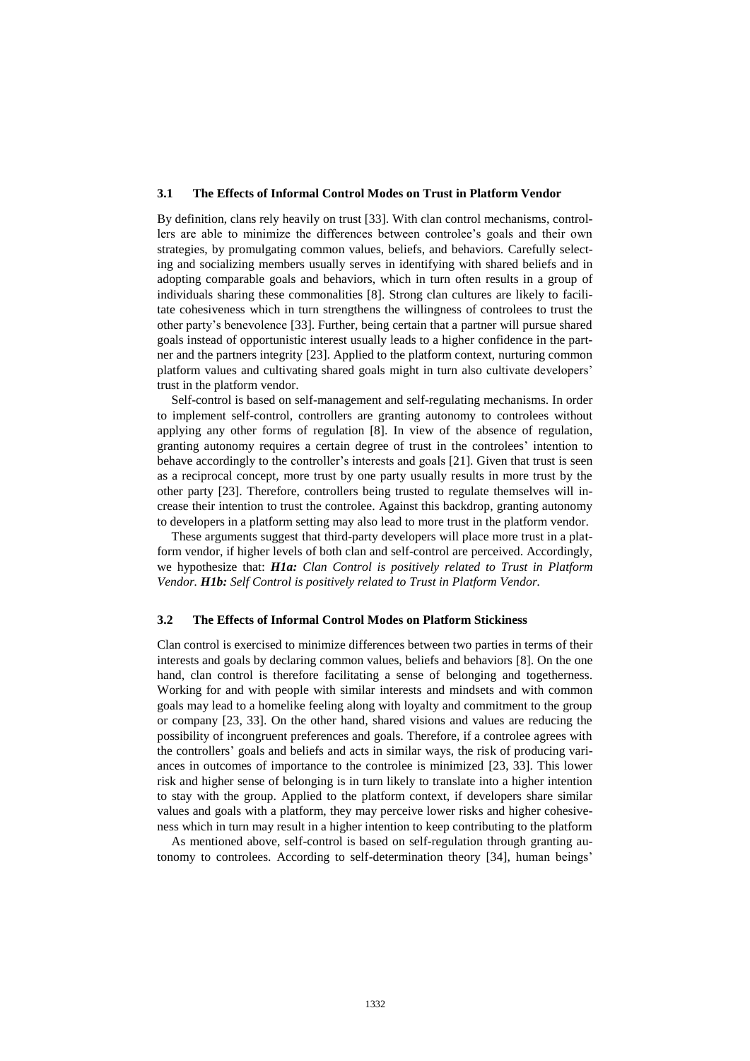### 3.1 The Effects of Informal Control Modes on Trust in Platform Vendor

By definition, clans rely heavily on trust [33]. With clan control mechanisms, controllers are able to minimize the differences between controlee's goals and their own strategies, by promulgating common values, beliefs, and behaviors. Carefully selecting and socializing members usually serves in identifying with shared beliefs and in adopting comparable goals and behaviors, which in turn often results in a group of individuals sharing these commonalities [8]. Strong clan cultures are likely to facilitate cohesiveness which in turn strengthens the willingness of controlees to trust the other party's benevolence [33]. Further, being certain that a partner will pursue shared goals instead of opportunistic interest usually leads to a higher confidence in the partner and the partners integrity [23]. Applied to the platform context, nurturing common platform values and cultivating shared goals might in turn also cultivate developers' trust in the platform vendor.

Self-control is based on self-management and self-regulating mechanisms. In order to implement self-control, controllers are granting autonomy to controlees without applying any other forms of regulation [8]. In view of the absence of regulation, granting autonomy requires a certain degree of trust in the controlees' intention to behave accordingly to the controller's interests and goals [21]. Given that trust is seen as a reciprocal concept, more trust by one party usually results in more trust by the other party [23]. Therefore, controllers being trusted to regulate themselves will increase their intention to trust the controlee. Against this backdrop, granting autonomy to developers in a platform setting may also lead to more trust in the platform vendor.

These arguments suggest that third-party developers will place more trust in a platform vendor, if higher levels of both clan and self-control are perceived. Accordingly, we hypothesize that: ***H1a:*** *Clan Control is positively related to Trust in Platform Vendor.* ***H1b:*** *Self Control is positively related to Trust in Platform Vendor.*

### 3.2 The Effects of Informal Control Modes on Platform Stickiness

Clan control is exercised to minimize differences between two parties in terms of their interests and goals by declaring common values, beliefs and behaviors [8]. On the one hand, clan control is therefore facilitating a sense of belonging and togetherness. Working for and with people with similar interests and mindsets and with common goals may lead to a homelike feeling along with loyalty and commitment to the group or company [23, 33]. On the other hand, shared visions and values are reducing the possibility of incongruent preferences and goals. Therefore, if a controlee agrees with the controllers' goals and beliefs and acts in similar ways, the risk of producing variances in outcomes of importance to the controlee is minimized [23, 33]. This lower risk and higher sense of belonging is in turn likely to translate into a higher intention to stay with the group. Applied to the platform context, if developers share similar values and goals with a platform, they may perceive lower risks and higher cohesiveness which in turn may result in a higher intention to keep contributing to the platform

As mentioned above, self-control is based on self-regulation through granting autonomy to controlees. According to self-determination theory [34], human beings'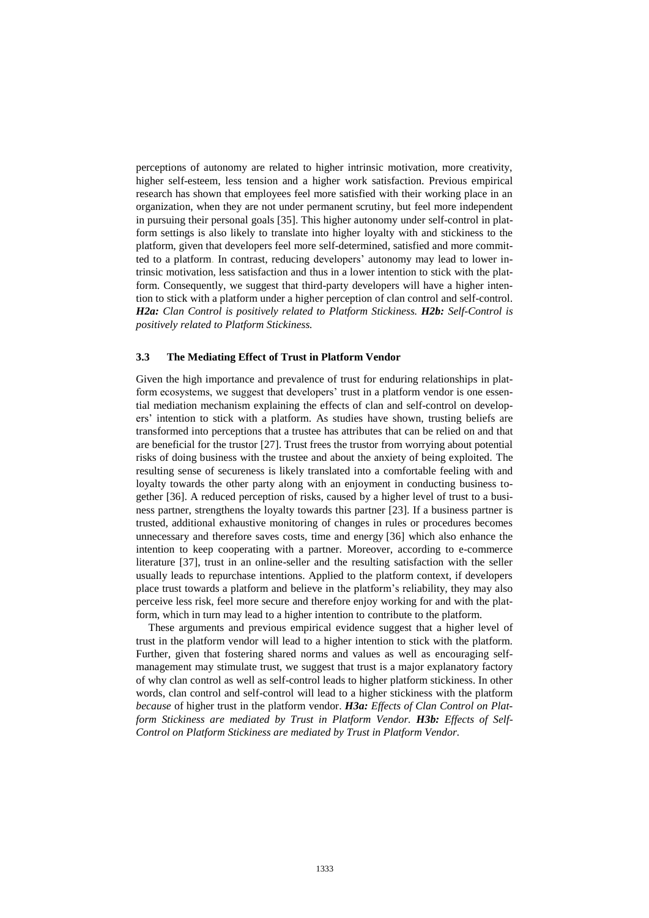perceptions of autonomy are related to higher intrinsic motivation, more creativity, higher self-esteem, less tension and a higher work satisfaction. Previous empirical research has shown that employees feel more satisfied with their working place in an organization, when they are not under permanent scrutiny, but feel more independent in pursuing their personal goals [35]. This higher autonomy under self-control in platform settings is also likely to translate into higher loyalty with and stickiness to the platform, given that developers feel more self-determined, satisfied and more committed to a platform. In contrast, reducing developers' autonomy may lead to lower intrinsic motivation, less satisfaction and thus in a lower intention to stick with the platform. Consequently, we suggest that third-party developers will have a higher intention to stick with a platform under a higher perception of clan control and self-control. ***H2a:*** *Clan Control is positively related to Platform Stickiness.* ***H2b:*** *Self-Control is positively related to Platform Stickiness.*

### 3.3 The Mediating Effect of Trust in Platform Vendor

Given the high importance and prevalence of trust for enduring relationships in platform ecosystems, we suggest that developers' trust in a platform vendor is one essential mediation mechanism explaining the effects of clan and self-control on developers' intention to stick with a platform. As studies have shown, trusting beliefs are transformed into perceptions that a trustee has attributes that can be relied on and that are beneficial for the trustor [27]. Trust frees the trustor from worrying about potential risks of doing business with the trustee and about the anxiety of being exploited. The resulting sense of secureness is likely translated into a comfortable feeling with and loyalty towards the other party along with an enjoyment in conducting business together [36]. A reduced perception of risks, caused by a higher level of trust to a business partner, strengthens the loyalty towards this partner [23]. If a business partner is trusted, additional exhaustive monitoring of changes in rules or procedures becomes unnecessary and therefore saves costs, time and energy [36] which also enhance the intention to keep cooperating with a partner. Moreover, according to e-commerce literature [37], trust in an online-seller and the resulting satisfaction with the seller usually leads to repurchase intentions. Applied to the platform context, if developers place trust towards a platform and believe in the platform's reliability, they may also perceive less risk, feel more secure and therefore enjoy working for and with the platform, which in turn may lead to a higher intention to contribute to the platform.

These arguments and previous empirical evidence suggest that a higher level of trust in the platform vendor will lead to a higher intention to stick with the platform. Further, given that fostering shared norms and values as well as encouraging self-management may stimulate trust, we suggest that trust is a major explanatory factory of why clan control as well as self-control leads to higher platform stickiness. In other words, clan control and self-control will lead to a higher stickiness with the platform *because* of higher trust in the platform vendor. ***H3a:*** *Effects of Clan Control on Platform Stickiness are mediated by Trust in Platform Vendor.* ***H3b:*** *Effects of Self-Control on Platform Stickiness are mediated by Trust in Platform Vendor.*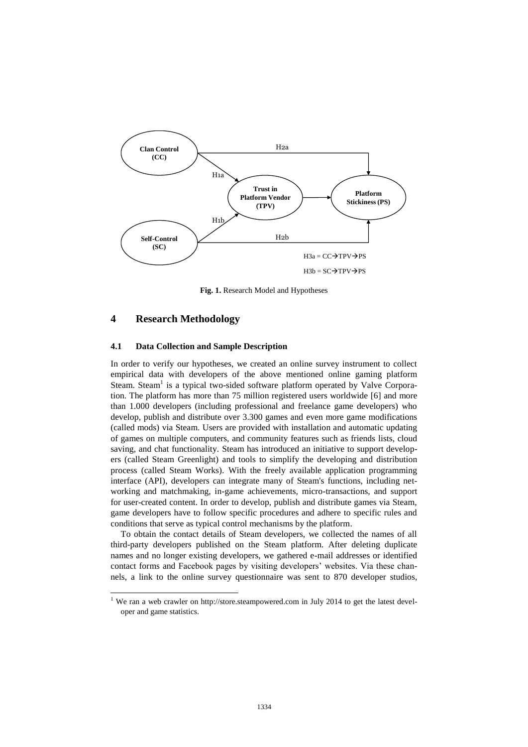Clan Control (CC)

Self-Control (SC)

Trust in Platform Vendor (TPV)

Platform Stickiness (PS)

H1a

H1b

H2a

H2b

H3a = CC→TPV→PS

H3b = SC→TPV→PS

**Fig. 1.** Research Model and Hypotheses

# 4 Research Methodology

## 4.1 Data Collection and Sample Description

In order to verify our hypotheses, we created an online survey instrument to collect empirical data with developers of the above mentioned online gaming platform Steam. Steam[1] is a typical two-sided software platform operated by Valve Corporation. The platform has more than 75 million registered users worldwide [6] and more than 1.000 developers (including professional and freelance game developers) who develop, publish and distribute over 3.300 games and even more game modifications (called mods) via Steam. Users are provided with installation and automatic updating of games on multiple computers, and community features such as friends lists, cloud saving, and chat functionality. Steam has introduced an initiative to support developers (called Steam Greenlight) and tools to simplify the developing and distribution process (called Steam Works). With the freely available application programming interface (API), developers can integrate many of Steam's functions, including networking and matchmaking, in-game achievements, micro-transactions, and support for user-created content. In order to develop, publish and distribute games via Steam, game developers have to follow specific procedures and adhere to specific rules and conditions that serve as typical control mechanisms by the platform.

To obtain the contact details of Steam developers, we collected the names of all third-party developers published on the Steam platform. After deleting duplicate names and no longer existing developers, we gathered e-mail addresses or identified contact forms and Facebook pages by visiting developers' websites. Via these channels, a link to the online survey questionnaire was sent to 870 developer studios,

[1] We ran a web crawler on http://store.steampowered.com in July 2014 to get the latest developer and game statistics.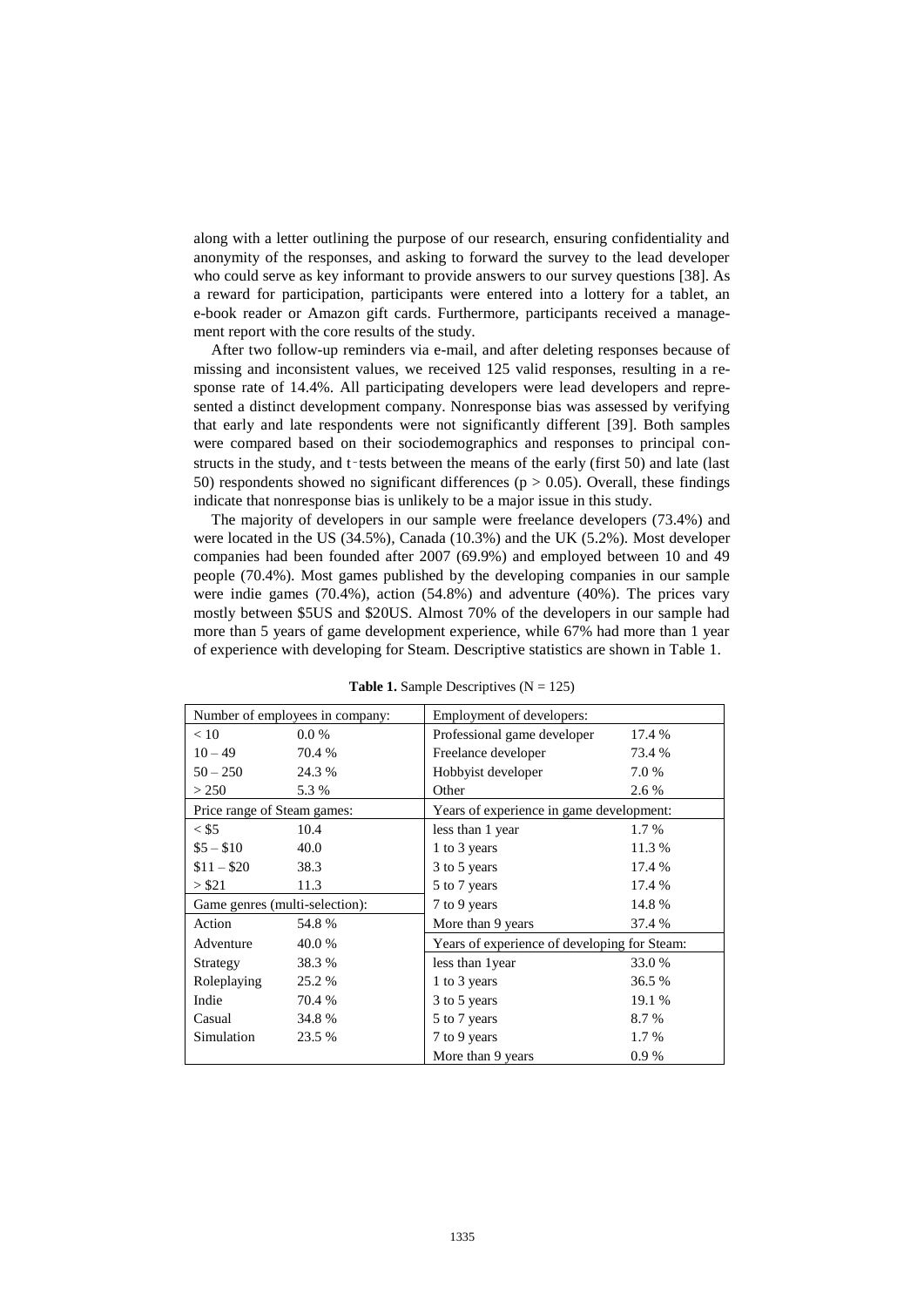along with a letter outlining the purpose of our research, ensuring confidentiality and anonymity of the responses, and asking to forward the survey to the lead developer who could serve as key informant to provide answers to our survey questions [38]. As a reward for participation, participants were entered into a lottery for a tablet, an e-book reader or Amazon gift cards. Furthermore, participants received a management report with the core results of the study.

After two follow-up reminders via e-mail, and after deleting responses because of missing and inconsistent values, we received 125 valid responses, resulting in a response rate of 14.4%. All participating developers were lead developers and represented a distinct development company. Nonresponse bias was assessed by verifying that early and late respondents were not significantly different [39]. Both samples were compared based on their sociodemographics and responses to principal constructs in the study, and t-tests between the means of the early (first 50) and late (last 50) respondents showed no significant differences ($p > 0.05$). Overall, these findings indicate that nonresponse bias is unlikely to be a major issue in this study.

The majority of developers in our sample were freelance developers (73.4%) and were located in the US (34.5%), Canada (10.3%) and the UK (5.2%). Most developer companies had been founded after 2007 (69.9%) and employed between 10 and 49 people (70.4%). Most games published by the developing companies in our sample were indie games (70.4%), action (54.8%) and adventure (40%). The prices vary mostly between $5US and $20US. Almost 70% of the developers in our sample had more than 5 years of game development experience, while 67% had more than 1 year of experience with developing for Steam. Descriptive statistics are shown in Table 1.

**Table 1.** Sample Descriptives (N = 125)

| Number of employees in company: | | Employment of developers: | |
|---|---|---|---|
| < 10 | 0.0 % | Professional game developer | 17.4 % |
| 10 – 49 | 70.4 % | Freelance developer | 73.4 % |
| 50 – 250 | 24.3 % | Hobbyist developer | 7.0 % |
| > 250 | 5.3 % | Other | 2.6 % |
| **Price range of Steam games:** | | **Years of experience in game development:** | |
| < $5 | 10.4 | less than 1 year | 1.7 % |
| $5 – $10 | 40.0 | 1 to 3 years | 11.3 % |
| $11 – $20 | 38.3 | 3 to 5 years | 17.4 % |
| > $21 | 11.3 | 5 to 7 years | 17.4 % |
| **Game genres (multi-selection):** | | 7 to 9 years | 14.8 % |
| Action | 54.8 % | More than 9 years | 37.4 % |
| Adventure | 40.0 % | **Years of experience of developing for Steam:** | |
| Strategy | 38.3 % | less than 1year | 33.0 % |
| Roleplaying | 25.2 % | 1 to 3 years | 36.5 % |
| Indie | 70.4 % | 3 to 5 years | 19.1 % |
| Casual | 34.8 % | 5 to 7 years | 8.7 % |
| Simulation | 23.5 % | 7 to 9 years | 1.7 % |
| | | More than 9 years | 0.9 % |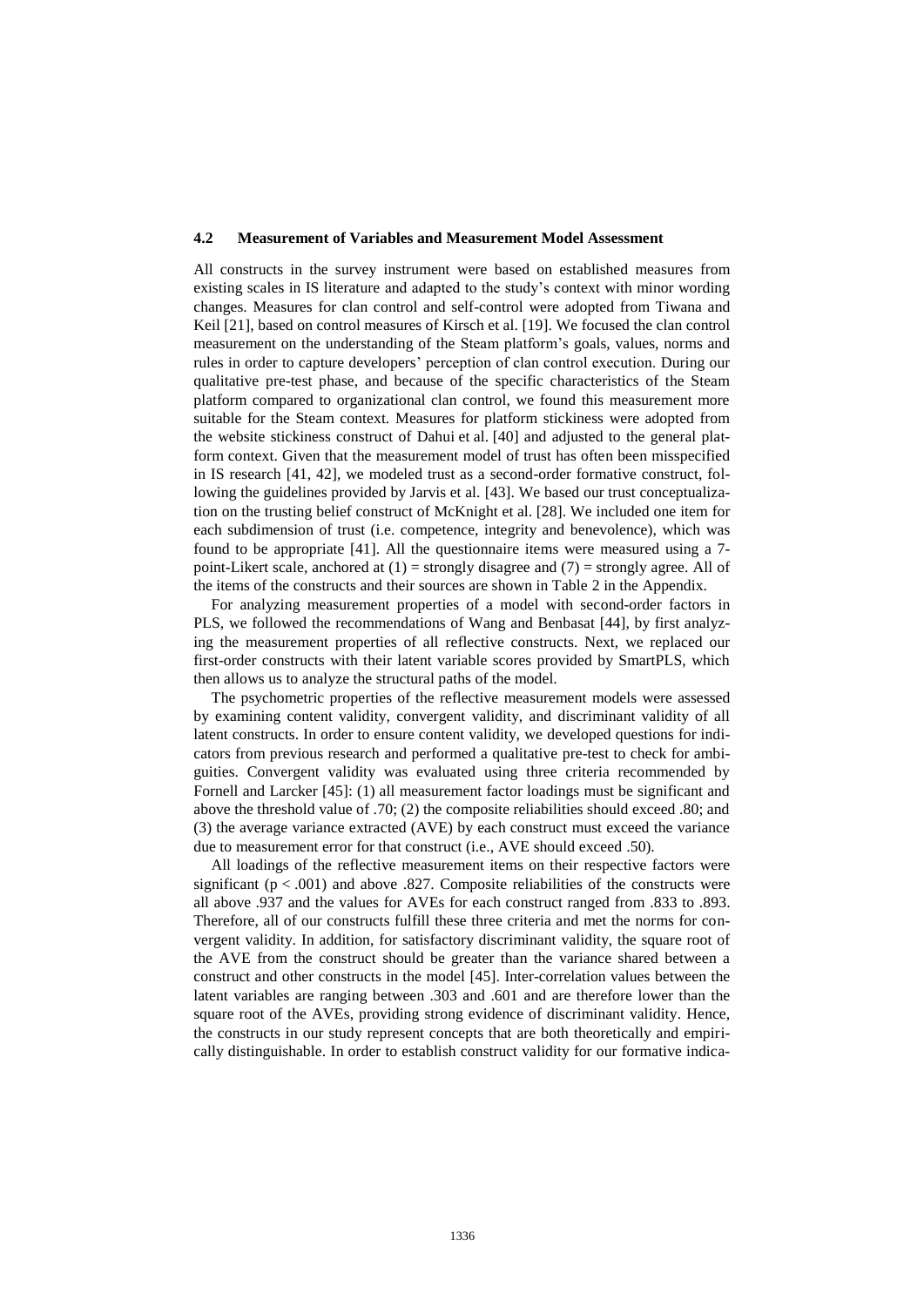### 4.2 Measurement of Variables and Measurement Model Assessment

All constructs in the survey instrument were based on established measures from existing scales in IS literature and adapted to the study's context with minor wording changes. Measures for clan control and self-control were adopted from Tiwana and Keil [21], based on control measures of Kirsch et al. [19]. We focused the clan control measurement on the understanding of the Steam platform's goals, values, norms and rules in order to capture developers' perception of clan control execution. During our qualitative pre-test phase, and because of the specific characteristics of the Steam platform compared to organizational clan control, we found this measurement more suitable for the Steam context. Measures for platform stickiness were adopted from the website stickiness construct of Dahui et al. [40] and adjusted to the general platform context. Given that the measurement model of trust has often been misspecified in IS research [41, 42], we modeled trust as a second-order formative construct, following the guidelines provided by Jarvis et al. [43]. We based our trust conceptualization on the trusting belief construct of McKnight et al. [28]. We included one item for each subdimension of trust (i.e. competence, integrity and benevolence), which was found to be appropriate [41]. All the questionnaire items were measured using a 7-point-Likert scale, anchored at (1) = strongly disagree and (7) = strongly agree. All of the items of the constructs and their sources are shown in Table 2 in the Appendix.

For analyzing measurement properties of a model with second-order factors in PLS, we followed the recommendations of Wang and Benbasat [44], by first analyzing the measurement properties of all reflective constructs. Next, we replaced our first-order constructs with their latent variable scores provided by SmartPLS, which then allows us to analyze the structural paths of the model.

The psychometric properties of the reflective measurement models were assessed by examining content validity, convergent validity, and discriminant validity of all latent constructs. In order to ensure content validity, we developed questions for indicators from previous research and performed a qualitative pre-test to check for ambiguities. Convergent validity was evaluated using three criteria recommended by Fornell and Larcker [45]: (1) all measurement factor loadings must be significant and above the threshold value of .70; (2) the composite reliabilities should exceed .80; and (3) the average variance extracted (AVE) by each construct must exceed the variance due to measurement error for that construct (i.e., AVE should exceed .50).

All loadings of the reflective measurement items on their respective factors were significant ($p < .001$) and above .827. Composite reliabilities of the constructs were all above .937 and the values for AVEs for each construct ranged from .833 to .893. Therefore, all of our constructs fulfill these three criteria and met the norms for convergent validity. In addition, for satisfactory discriminant validity, the square root of the AVE from the construct should be greater than the variance shared between a construct and other constructs in the model [45]. Inter-correlation values between the latent variables are ranging between .303 and .601 and are therefore lower than the square root of the AVEs, providing strong evidence of discriminant validity. Hence, the constructs in our study represent concepts that are both theoretically and empirically distinguishable. In order to establish construct validity for our formative indica-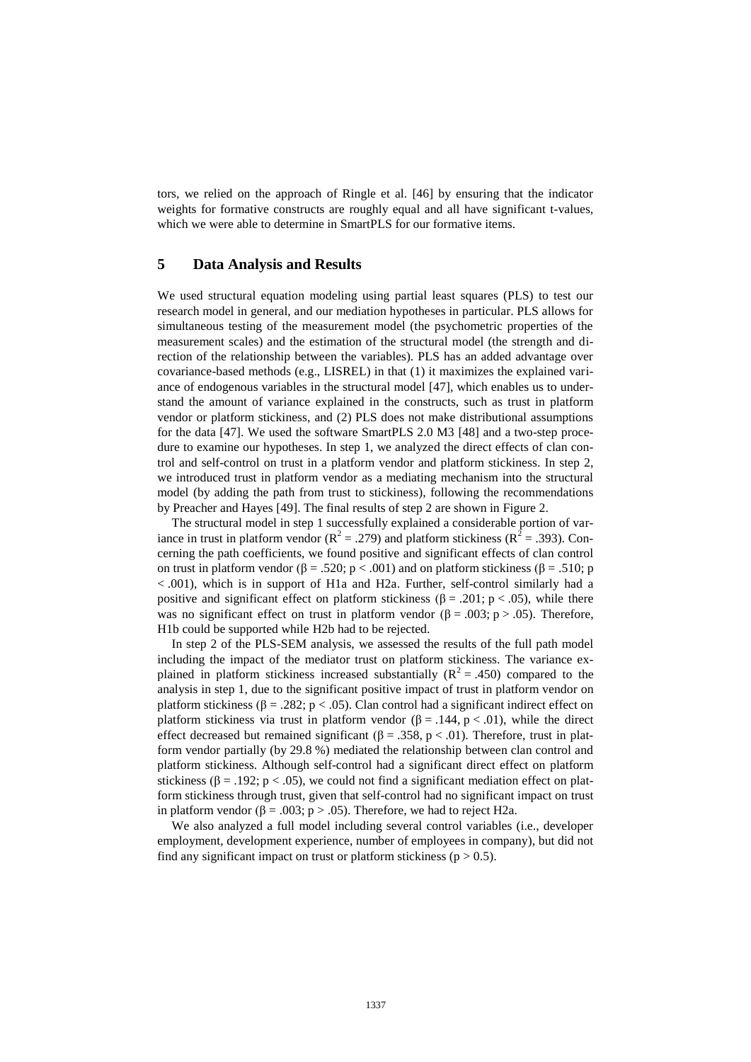tors, we relied on the approach of Ringle et al. [46] by ensuring that the indicator weights for formative constructs are roughly equal and all have significant t-values, which we were able to determine in SmartPLS for our formative items.

## 5 Data Analysis and Results

We used structural equation modeling using partial least squares (PLS) to test our research model in general, and our mediation hypotheses in particular. PLS allows for simultaneous testing of the measurement model (the psychometric properties of the measurement scales) and the estimation of the structural model (the strength and direction of the relationship between the variables). PLS has an added advantage over covariance-based methods (e.g., LISREL) in that (1) it maximizes the explained variance of endogenous variables in the structural model [47], which enables us to understand the amount of variance explained in the constructs, such as trust in platform vendor or platform stickiness, and (2) PLS does not make distributional assumptions for the data [47]. We used the software SmartPLS 2.0 M3 [48] and a two-step procedure to examine our hypotheses. In step 1, we analyzed the direct effects of clan control and self-control on trust in a platform vendor and platform stickiness. In step 2, we introduced trust in platform vendor as a mediating mechanism into the structural model (by adding the path from trust to stickiness), following the recommendations by Preacher and Hayes [49]. The final results of step 2 are shown in Figure 2.

The structural model in step 1 successfully explained a considerable portion of variance in trust in platform vendor ($R^2 = .279$) and platform stickiness ($R^2 = .393$). Concerning the path coefficients, we found positive and significant effects of clan control on trust in platform vendor ($\beta = .520$; $p < .001$) and on platform stickiness ($\beta = .510$; $p < .001$), which is in support of H1a and H2a. Further, self-control similarly had a positive and significant effect on platform stickiness ($\beta = .201$; $p < .05$), while there was no significant effect on trust in platform vendor ($\beta = .003$; $p > .05$). Therefore, H1b could be supported while H2b had to be rejected.

In step 2 of the PLS-SEM analysis, we assessed the results of the full path model including the impact of the mediator trust on platform stickiness. The variance explained in platform stickiness increased substantially ($R^2 = .450$) compared to the analysis in step 1, due to the significant positive impact of trust in platform vendor on platform stickiness ($\beta = .282$; $p < .05$). Clan control had a significant indirect effect on platform stickiness via trust in platform vendor ($\beta = .144$, $p < .01$), while the direct effect decreased but remained significant ($\beta = .358$, $p < .01$). Therefore, trust in platform vendor partially (by 29.8 %) mediated the relationship between clan control and platform stickiness. Although self-control had a significant direct effect on platform stickiness ($\beta = .192$; $p < .05$), we could not find a significant mediation effect on platform stickiness through trust, given that self-control had no significant impact on trust in platform vendor ($\beta = .003$; $p > .05$). Therefore, we had to reject H2a.

We also analyzed a full model including several control variables (i.e., developer employment, development experience, number of employees in company), but did not find any significant impact on trust or platform stickiness ($p > 0.5$).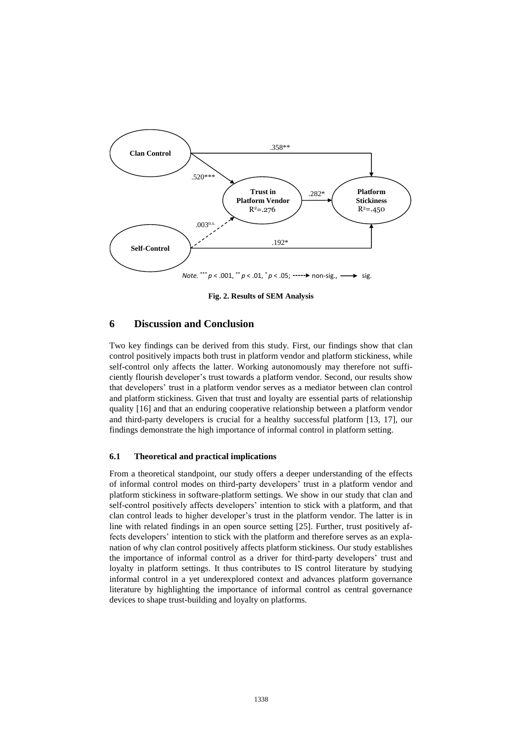Fig. 2. Results of SEM Analysis

## 6 Discussion and Conclusion

Two key findings can be derived from this study. First, our findings show that clan control positively impacts both trust in platform vendor and platform stickiness, while self-control only affects the latter. Working autonomously may therefore not sufficiently flourish developer's trust towards a platform vendor. Second, our results show that developers' trust in a platform vendor serves as a mediator between clan control and platform stickiness. Given that trust and loyalty are essential parts of relationship quality [16] and that an enduring cooperative relationship between a platform vendor and third-party developers is crucial for a healthy successful platform [13, 17], our findings demonstrate the high importance of informal control in platform setting.

### 6.1 Theoretical and practical implications

From a theoretical standpoint, our study offers a deeper understanding of the effects of informal control modes on third-party developers' trust in a platform vendor and platform stickiness in software-platform settings. We show in our study that clan and self-control positively affects developers' intention to stick with a platform, and that clan control leads to higher developer's trust in the platform vendor. The latter is in line with related findings in an open source setting [25]. Further, trust positively affects developers' intention to stick with the platform and therefore serves as an explanation of why clan control positively affects platform stickiness. Our study establishes the importance of informal control as a driver for third-party developers' trust and loyalty in platform settings. It thus contributes to IS control literature by studying informal control in a yet underexplored context and advances platform governance literature by highlighting the importance of informal control as central governance devices to shape trust-building and loyalty on platforms.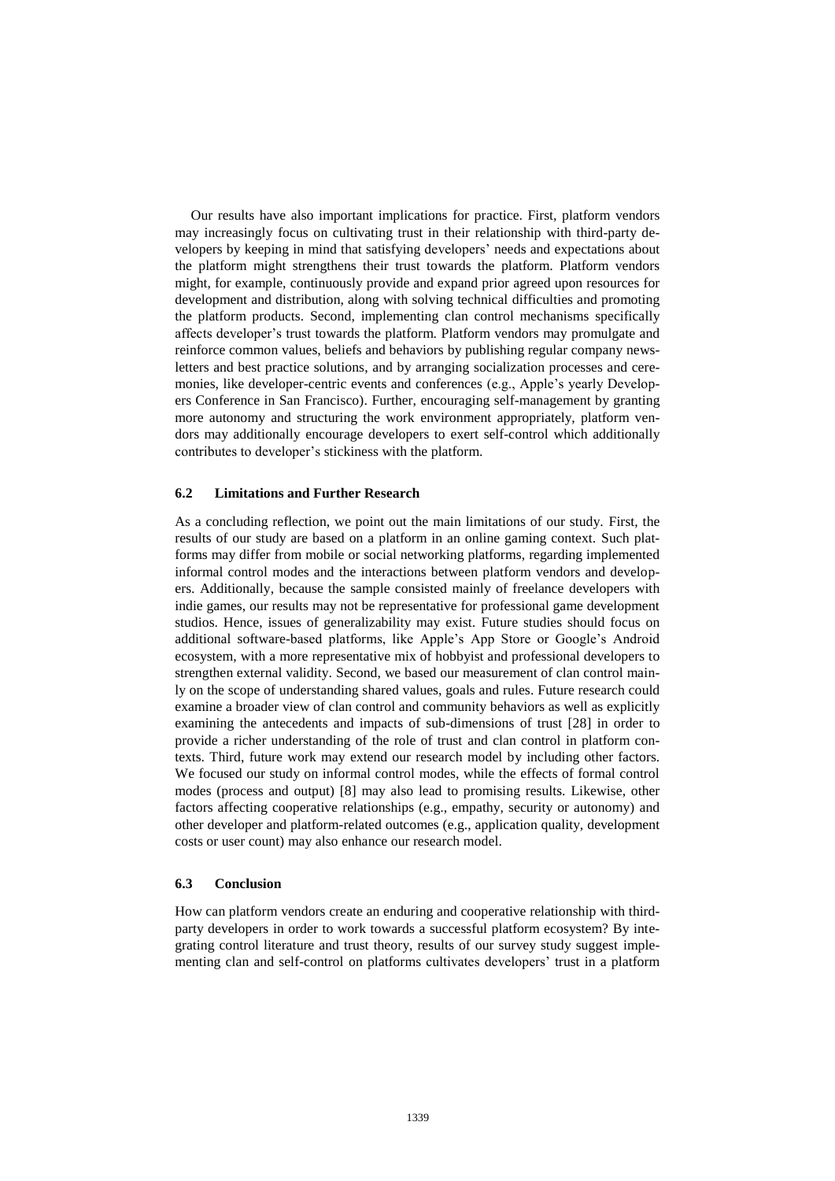Our results have also important implications for practice. First, platform vendors may increasingly focus on cultivating trust in their relationship with third-party developers by keeping in mind that satisfying developers' needs and expectations about the platform might strengthens their trust towards the platform. Platform vendors might, for example, continuously provide and expand prior agreed upon resources for development and distribution, along with solving technical difficulties and promoting the platform products. Second, implementing clan control mechanisms specifically affects developer's trust towards the platform. Platform vendors may promulgate and reinforce common values, beliefs and behaviors by publishing regular company newsletters and best practice solutions, and by arranging socialization processes and ceremonies, like developer-centric events and conferences (e.g., Apple's yearly Developers Conference in San Francisco). Further, encouraging self-management by granting more autonomy and structuring the work environment appropriately, platform vendors may additionally encourage developers to exert self-control which additionally contributes to developer's stickiness with the platform.

### 6.2 Limitations and Further Research

As a concluding reflection, we point out the main limitations of our study. First, the results of our study are based on a platform in an online gaming context. Such platforms may differ from mobile or social networking platforms, regarding implemented informal control modes and the interactions between platform vendors and developers. Additionally, because the sample consisted mainly of freelance developers with indie games, our results may not be representative for professional game development studios. Hence, issues of generalizability may exist. Future studies should focus on additional software-based platforms, like Apple's App Store or Google's Android ecosystem, with a more representative mix of hobbyist and professional developers to strengthen external validity. Second, we based our measurement of clan control mainly on the scope of understanding shared values, goals and rules. Future research could examine a broader view of clan control and community behaviors as well as explicitly examining the antecedents and impacts of sub-dimensions of trust [28] in order to provide a richer understanding of the role of trust and clan control in platform contexts. Third, future work may extend our research model by including other factors. We focused our study on informal control modes, while the effects of formal control modes (process and output) [8] may also lead to promising results. Likewise, other factors affecting cooperative relationships (e.g., empathy, security or autonomy) and other developer and platform-related outcomes (e.g., application quality, development costs or user count) may also enhance our research model.

### 6.3 Conclusion

How can platform vendors create an enduring and cooperative relationship with third-party developers in order to work towards a successful platform ecosystem? By integrating control literature and trust theory, results of our survey study suggest implementing clan and self-control on platforms cultivates developers' trust in a platform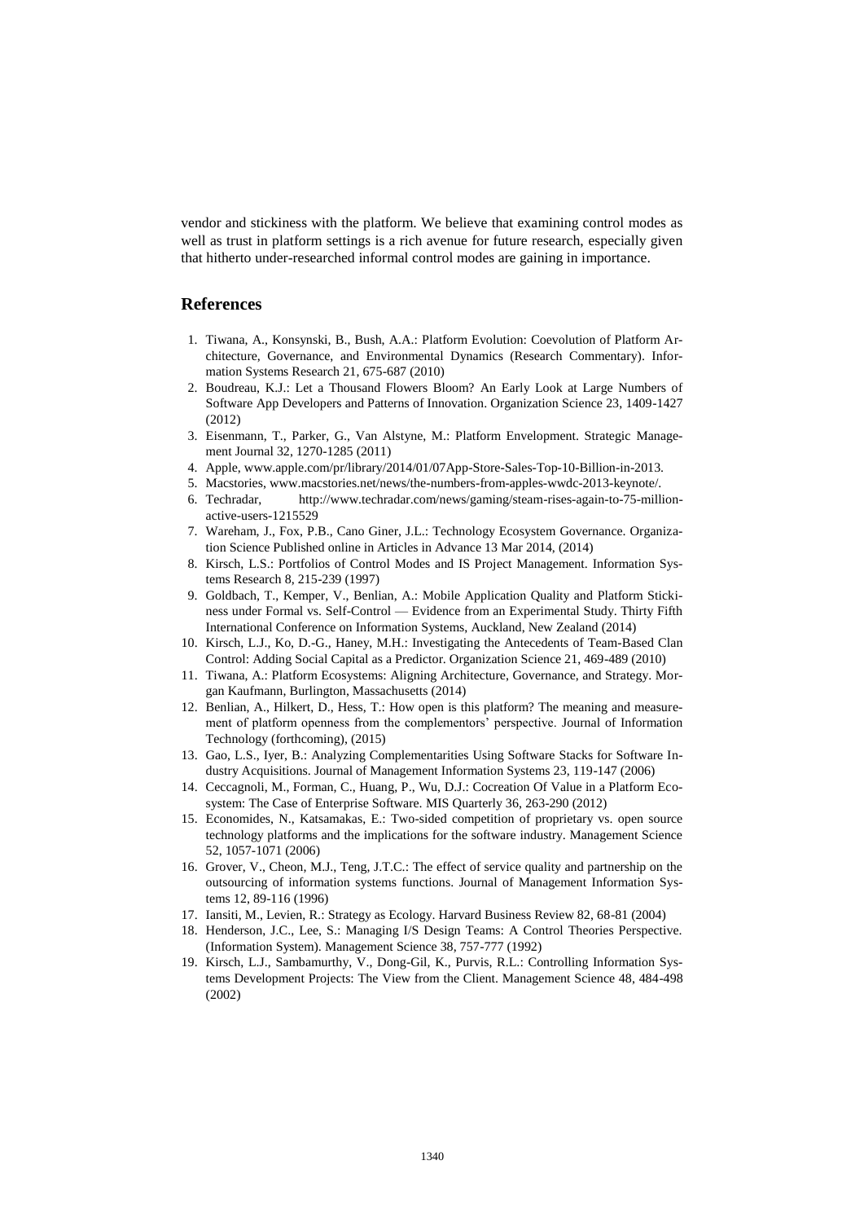vendor and stickiness with the platform. We believe that examining control modes as well as trust in platform settings is a rich avenue for future research, especially given that hitherto under-researched informal control modes are gaining in importance.

## References

1. Tiwana, A., Konsynski, B., Bush, A.A.: Platform Evolution: Coevolution of Platform Architecture, Governance, and Environmental Dynamics (Research Commentary). Information Systems Research 21, 675-687 (2010)
2. Boudreau, K.J.: Let a Thousand Flowers Bloom? An Early Look at Large Numbers of Software App Developers and Patterns of Innovation. Organization Science 23, 1409-1427 (2012)
3. Eisenmann, T., Parker, G., Van Alstyne, M.: Platform Envelopment. Strategic Management Journal 32, 1270-1285 (2011)
4. Apple, www.apple.com/pr/library/2014/01/07App-Store-Sales-Top-10-Billion-in-2013.
5. Macstories, www.macstories.net/news/the-numbers-from-apples-wwdc-2013-keynote/.
6. Techradar, http://www.techradar.com/news/gaming/steam-rises-again-to-75-million-active-users-1215529
7. Wareham, J., Fox, P.B., Cano Giner, J.L.: Technology Ecosystem Governance. Organization Science Published online in Articles in Advance 13 Mar 2014, (2014)
8. Kirsch, L.S.: Portfolios of Control Modes and IS Project Management. Information Systems Research 8, 215-239 (1997)
9. Goldbach, T., Kemper, V., Benlian, A.: Mobile Application Quality and Platform Stickiness under Formal vs. Self-Control — Evidence from an Experimental Study. Thirty Fifth International Conference on Information Systems, Auckland, New Zealand (2014)
10. Kirsch, L.J., Ko, D.-G., Haney, M.H.: Investigating the Antecedents of Team-Based Clan Control: Adding Social Capital as a Predictor. Organization Science 21, 469-489 (2010)
11. Tiwana, A.: Platform Ecosystems: Aligning Architecture, Governance, and Strategy. Morgan Kaufmann, Burlington, Massachusetts (2014)
12. Benlian, A., Hilkert, D., Hess, T.: How open is this platform? The meaning and measurement of platform openness from the complementors' perspective. Journal of Information Technology (forthcoming), (2015)
13. Gao, L.S., Iyer, B.: Analyzing Complementarities Using Software Stacks for Software Industry Acquisitions. Journal of Management Information Systems 23, 119-147 (2006)
14. Ceccagnoli, M., Forman, C., Huang, P., Wu, D.J.: Cocreation Of Value in a Platform Ecosystem: The Case of Enterprise Software. MIS Quarterly 36, 263-290 (2012)
15. Economides, N., Katsamakas, E.: Two-sided competition of proprietary vs. open source technology platforms and the implications for the software industry. Management Science 52, 1057-1071 (2006)
16. Grover, V., Cheon, M.J., Teng, J.T.C.: The effect of service quality and partnership on the outsourcing of information systems functions. Journal of Management Information Systems 12, 89-116 (1996)
17. Iansiti, M., Levien, R.: Strategy as Ecology. Harvard Business Review 82, 68-81 (2004)
18. Henderson, J.C., Lee, S.: Managing I/S Design Teams: A Control Theories Perspective. (Information System). Management Science 38, 757-777 (1992)
19. Kirsch, L.J., Sambamurthy, V., Dong-Gil, K., Purvis, R.L.: Controlling Information Systems Development Projects: The View from the Client. Management Science 48, 484-498 (2002)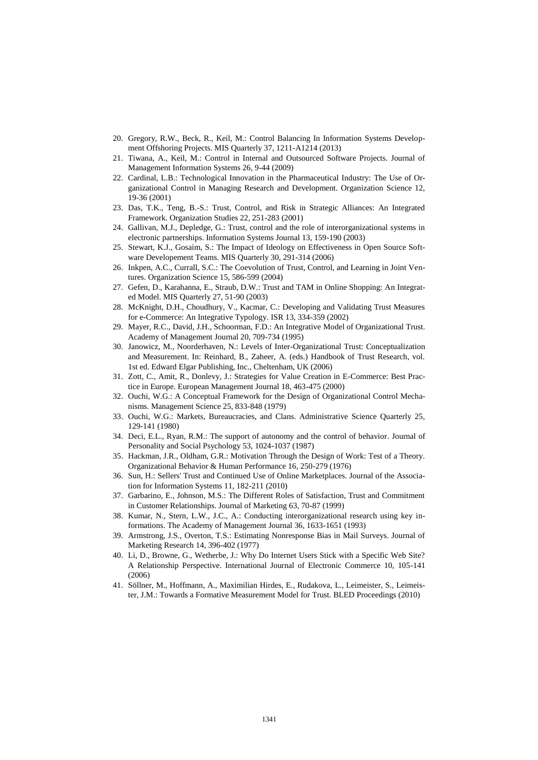20. Gregory, R.W., Beck, R., Keil, M.: Control Balancing In Information Systems Development Offshoring Projects. MIS Quarterly 37, 1211-A1214 (2013)
21. Tiwana, A., Keil, M.: Control in Internal and Outsourced Software Projects. Journal of Management Information Systems 26, 9-44 (2009)
22. Cardinal, L.B.: Technological Innovation in the Pharmaceutical Industry: The Use of Organizational Control in Managing Research and Development. Organization Science 12, 19-36 (2001)
23. Das, T.K., Teng, B.-S.: Trust, Control, and Risk in Strategic Alliances: An Integrated Framework. Organization Studies 22, 251-283 (2001)
24. Gallivan, M.J., Depledge, G.: Trust, control and the role of interorganizational systems in electronic partnerships. Information Systems Journal 13, 159-190 (2003)
25. Stewart, K.J., Gosaim, S.: The Impact of Ideology on Effectiveness in Open Source Software Developement Teams. MIS Quarterly 30, 291-314 (2006)
26. Inkpen, A.C., Currall, S.C.: The Coevolution of Trust, Control, and Learning in Joint Ventures. Organization Science 15, 586-599 (2004)
27. Gefen, D., Karahanna, E., Straub, D.W.: Trust and TAM in Online Shopping: An Integrated Model. MIS Quarterly 27, 51-90 (2003)
28. McKnight, D.H., Choudhury, V., Kacmar, C.: Developing and Validating Trust Measures for e-Commerce: An Integrative Typology. ISR 13, 334-359 (2002)
29. Mayer, R.C., David, J.H., Schoorman, F.D.: An Integrative Model of Organizational Trust. Academy of Management Journal 20, 709-734 (1995)
30. Janowicz, M., Noorderhaven, N.: Levels of Inter-Organizational Trust: Conceptualization and Measurement. In: Reinhard, B., Zaheer, A. (eds.) Handbook of Trust Research, vol. 1st ed. Edward Elgar Publishing, Inc., Cheltenham, UK (2006)
31. Zott, C., Amit, R., Donlevy, J.: Strategies for Value Creation in E-Commerce: Best Practice in Europe. European Management Journal 18, 463-475 (2000)
32. Ouchi, W.G.: A Conceptual Framework for the Design of Organizational Control Mechanisms. Management Science 25, 833-848 (1979)
33. Ouchi, W.G.: Markets, Bureaucracies, and Clans. Administrative Science Quarterly 25, 129-141 (1980)
34. Deci, E.L., Ryan, R.M.: The support of autonomy and the control of behavior. Journal of Personality and Social Psychology 53, 1024-1037 (1987)
35. Hackman, J.R., Oldham, G.R.: Motivation Through the Design of Work: Test of a Theory. Organizational Behavior & Human Performance 16, 250-279 (1976)
36. Sun, H.: Sellers' Trust and Continued Use of Online Marketplaces. Journal of the Association for Information Systems 11, 182-211 (2010)
37. Garbarino, E., Johnson, M.S.: The Different Roles of Satisfaction, Trust and Commitment in Customer Relationships. Journal of Marketing 63, 70-87 (1999)
38. Kumar, N., Stern, L.W., J.C., A.: Conducting interorganizational research using key informations. The Academy of Management Journal 36, 1633-1651 (1993)
39. Armstrong, J.S., Overton, T.S.: Estimating Nonresponse Bias in Mail Surveys. Journal of Marketing Research 14, 396-402 (1977)
40. Li, D., Browne, G., Wetherbe, J.: Why Do Internet Users Stick with a Specific Web Site? A Relationship Perspective. International Journal of Electronic Commerce 10, 105-141 (2006)
41. Söllner, M., Hoffmann, A., Maximilian Hirdes, E., Rudakova, L., Leimeister, S., Leimeister, J.M.: Towards a Formative Measurement Model for Trust. BLED Proceedings (2010)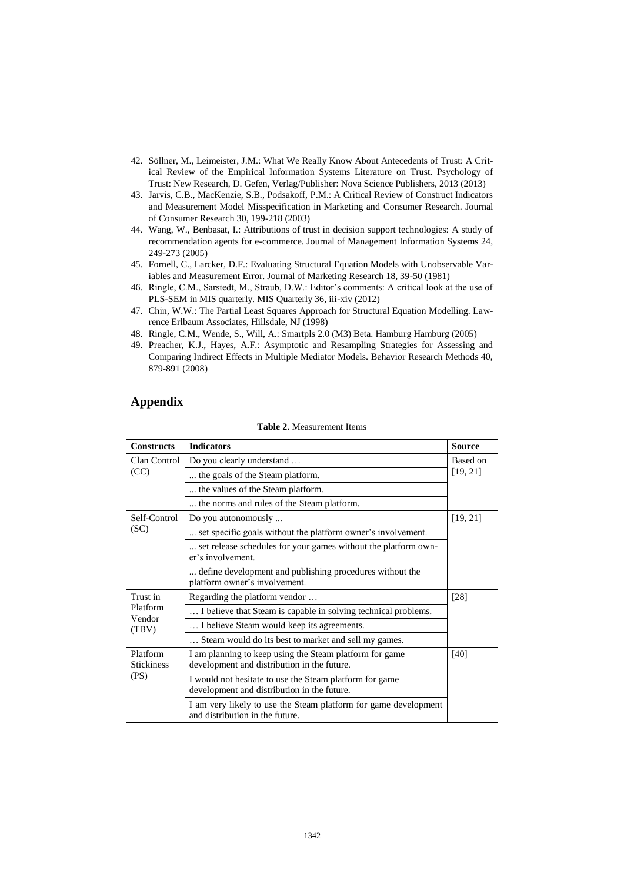42. Söllner, M., Leimeister, J.M.: What We Really Know About Antecedents of Trust: A Critical Review of the Empirical Information Systems Literature on Trust. Psychology of Trust: New Research, D. Gefen, Verlag/Publisher: Nova Science Publishers, 2013 (2013)
43. Jarvis, C.B., MacKenzie, S.B., Podsakoff, P.M.: A Critical Review of Construct Indicators and Measurement Model Misspecification in Marketing and Consumer Research. Journal of Consumer Research 30, 199-218 (2003)
44. Wang, W., Benbasat, I.: Attributions of trust in decision support technologies: A study of recommendation agents for e-commerce. Journal of Management Information Systems 24, 249-273 (2005)
45. Fornell, C., Larcker, D.F.: Evaluating Structural Equation Models with Unobservable Variables and Measurement Error. Journal of Marketing Research 18, 39-50 (1981)
46. Ringle, C.M., Sarstedt, M., Straub, D.W.: Editor's comments: A critical look at the use of PLS-SEM in MIS quarterly. MIS Quarterly 36, iii-xiv (2012)
47. Chin, W.W.: The Partial Least Squares Approach for Structural Equation Modelling. Lawrence Erlbaum Associates, Hillsdale, NJ (1998)
48. Ringle, C.M., Wende, S., Will, A.: Smartpls 2.0 (M3) Beta. Hamburg Hamburg (2005)
49. Preacher, K.J., Hayes, A.F.: Asymptotic and Resampling Strategies for Assessing and Comparing Indirect Effects in Multiple Mediator Models. Behavior Research Methods 40, 879-891 (2008)

## Appendix

**Table 2.** Measurement Items

| Constructs | Indicators | Source |
|---|---|---|
| Clan Control (CC) | Do you clearly understand … | Based on [19, 21] |
| | ... the goals of the Steam platform. | |
| | ... the values of the Steam platform. | |
| | ... the norms and rules of the Steam platform. | |
| Self-Control (SC) | Do you autonomously ... | [19, 21] |
| | ... set specific goals without the platform owner's involvement. | |
| | ... set release schedules for your games without the platform owner's involvement. | |
| | ... define development and publishing procedures without the platform owner's involvement. | |
| Trust in Platform Vendor (TBV) | Regarding the platform vendor … | [28] |
| | … I believe that Steam is capable in solving technical problems. | |
| | … I believe Steam would keep its agreements. | |
| | … Steam would do its best to market and sell my games. | |
| Platform Stickiness (PS) | I am planning to keep using the Steam platform for game development and distribution in the future. | [40] |
| | I would not hesitate to use the Steam platform for game development and distribution in the future. | |
| | I am very likely to use the Steam platform for game development and distribution in the future. | |